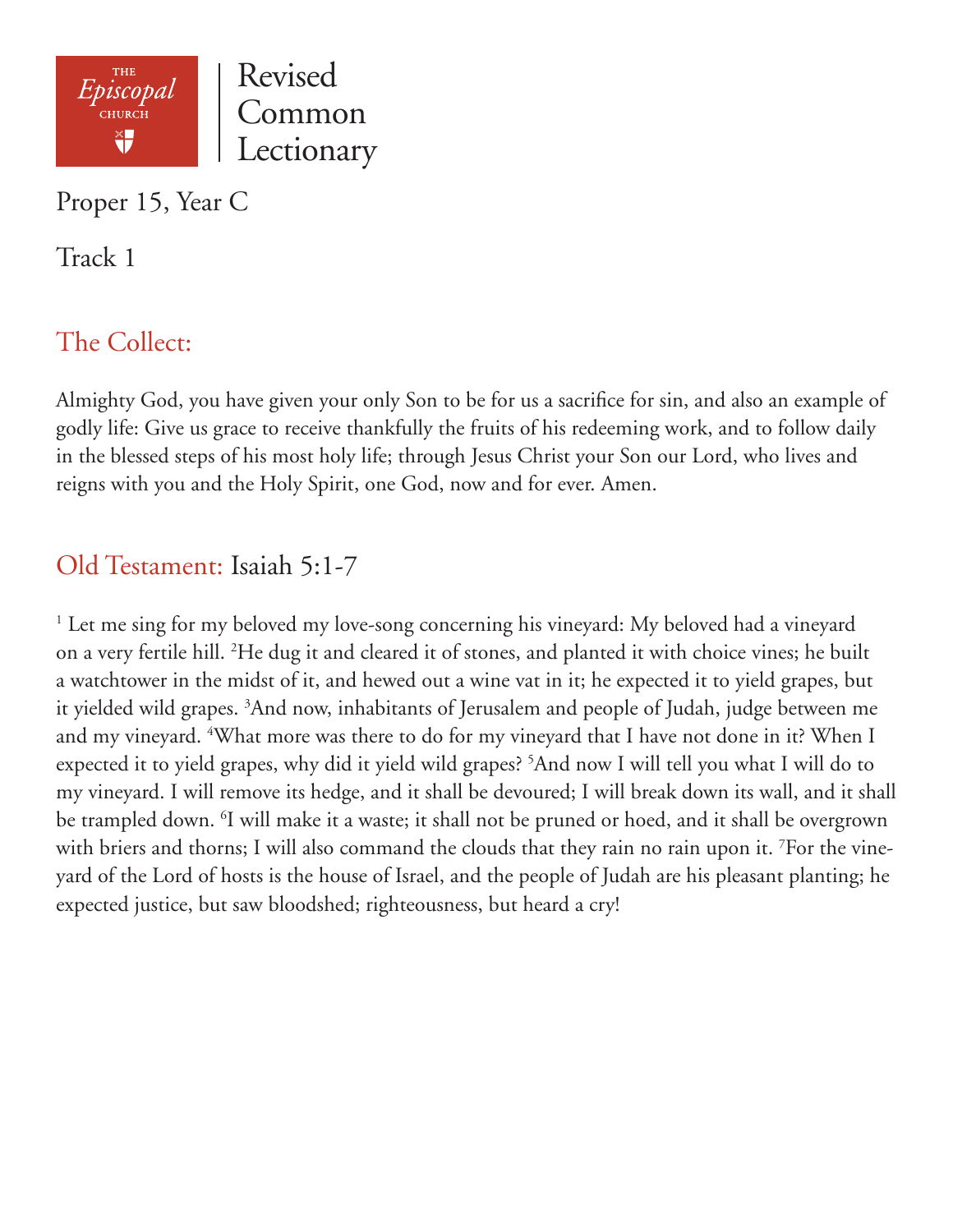THE *Episcopal* CHURCH

# Revised Common Lectionary

Proper 15, Year C

Track 1

## The Collect:

Almighty God, you have given your only Son to be for us a sacrifice for sin, and also an example of godly life: Give us grace to receive thankfully the fruits of his redeeming work, and to follow daily in the blessed steps of his most holy life; through Jesus Christ your Son our Lord, who lives and reigns with you and the Holy Spirit, one God, now and for ever. Amen.

## Old Testament: Isaiah 5:1-7

[1] Let me sing for my beloved my love-song concerning his vineyard: My beloved had a vineyard on a very fertile hill. [2]He dug it and cleared it of stones, and planted it with choice vines; he built a watchtower in the midst of it, and hewed out a wine vat in it; he expected it to yield grapes, but it yielded wild grapes. [3]And now, inhabitants of Jerusalem and people of Judah, judge between me and my vineyard. [4]What more was there to do for my vineyard that I have not done in it? When I expected it to yield grapes, why did it yield wild grapes? [5]And now I will tell you what I will do to my vineyard. I will remove its hedge, and it shall be devoured; I will break down its wall, and it shall be trampled down. [6]I will make it a waste; it shall not be pruned or hoed, and it shall be overgrown with briers and thorns; I will also command the clouds that they rain no rain upon it. [7]For the vineyard of the Lord of hosts is the house of Israel, and the people of Judah are his pleasant planting; he expected justice, but saw bloodshed; righteousness, but heard a cry!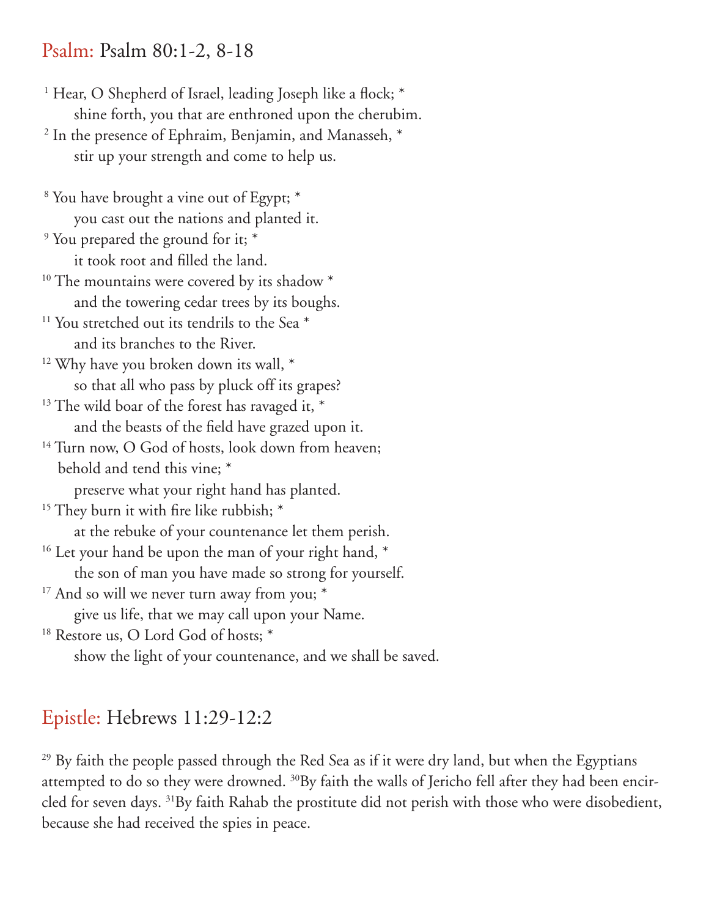## Psalm: Psalm 80:1-2, 8-18

[1] Hear, O Shepherd of Israel, leading Joseph like a flock; *
  shine forth, you that are enthroned upon the cherubim.
[2] In the presence of Ephraim, Benjamin, and Manasseh, *
  stir up your strength and come to help us.

[8] You have brought a vine out of Egypt; *
  you cast out the nations and planted it.
[9] You prepared the ground for it; *
  it took root and filled the land.
[10] The mountains were covered by its shadow *
  and the towering cedar trees by its boughs.
[11] You stretched out its tendrils to the Sea *
  and its branches to the River.
[12] Why have you broken down its wall, *
  so that all who pass by pluck off its grapes?
[13] The wild boar of the forest has ravaged it, *
  and the beasts of the field have grazed upon it.
[14] Turn now, O God of hosts, look down from heaven;
 behold and tend this vine; *
  preserve what your right hand has planted.
[15] They burn it with fire like rubbish; *
  at the rebuke of your countenance let them perish.
[16] Let your hand be upon the man of your right hand, *
  the son of man you have made so strong for yourself.
[17] And so will we never turn away from you; *
  give us life, that we may call upon your Name.
[18] Restore us, O Lord God of hosts; *
  show the light of your countenance, and we shall be saved.

## Epistle: Hebrews 11:29-12:2

[29] By faith the people passed through the Red Sea as if it were dry land, but when the Egyptians attempted to do so they were drowned. [30]By faith the walls of Jericho fell after they had been encircled for seven days. [31]By faith Rahab the prostitute did not perish with those who were disobedient, because she had received the spies in peace.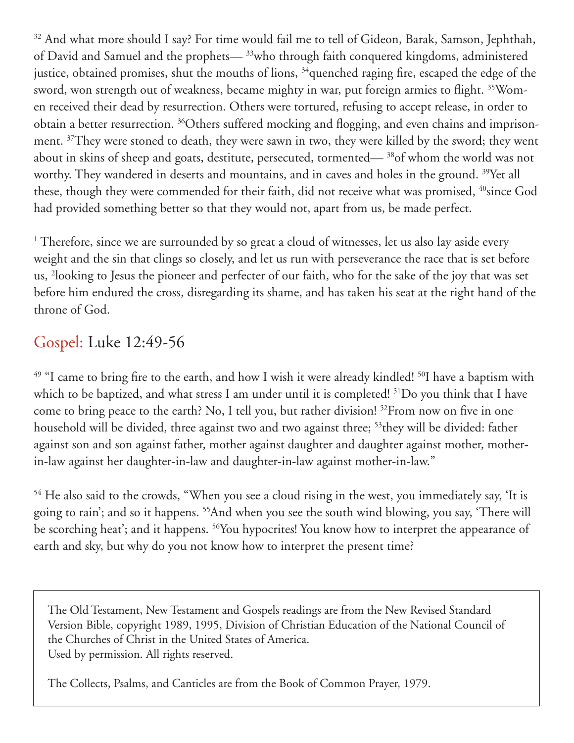[32] And what more should I say? For time would fail me to tell of Gideon, Barak, Samson, Jephthah, of David and Samuel and the prophets— [33]who through faith conquered kingdoms, administered justice, obtained promises, shut the mouths of lions, [34]quenched raging fire, escaped the edge of the sword, won strength out of weakness, became mighty in war, put foreign armies to flight. [35]Women received their dead by resurrection. Others were tortured, refusing to accept release, in order to obtain a better resurrection. [36]Others suffered mocking and flogging, and even chains and imprisonment. [37]They were stoned to death, they were sawn in two, they were killed by the sword; they went about in skins of sheep and goats, destitute, persecuted, tormented— [38]of whom the world was not worthy. They wandered in deserts and mountains, and in caves and holes in the ground. [39]Yet all these, though they were commended for their faith, did not receive what was promised, [40]since God had provided something better so that they would not, apart from us, be made perfect.

[1] Therefore, since we are surrounded by so great a cloud of witnesses, let us also lay aside every weight and the sin that clings so closely, and let us run with perseverance the race that is set before us, [2]looking to Jesus the pioneer and perfecter of our faith, who for the sake of the joy that was set before him endured the cross, disregarding its shame, and has taken his seat at the right hand of the throne of God.

## Gospel: Luke 12:49-56

[49] "I came to bring fire to the earth, and how I wish it were already kindled! [50]I have a baptism with which to be baptized, and what stress I am under until it is completed! [51]Do you think that I have come to bring peace to the earth? No, I tell you, but rather division! [52]From now on five in one household will be divided, three against two and two against three; [53]they will be divided: father against son and son against father, mother against daughter and daughter against mother, mother-in-law against her daughter-in-law and daughter-in-law against mother-in-law."

[54] He also said to the crowds, "When you see a cloud rising in the west, you immediately say, 'It is going to rain'; and so it happens. [55]And when you see the south wind blowing, you say, 'There will be scorching heat'; and it happens. [56]You hypocrites! You know how to interpret the appearance of earth and sky, but why do you not know how to interpret the present time?

The Old Testament, New Testament and Gospels readings are from the New Revised Standard Version Bible, copyright 1989, 1995, Division of Christian Education of the National Council of the Churches of Christ in the United States of America.
Used by permission. All rights reserved.

The Collects, Psalms, and Canticles are from the Book of Common Prayer, 1979.